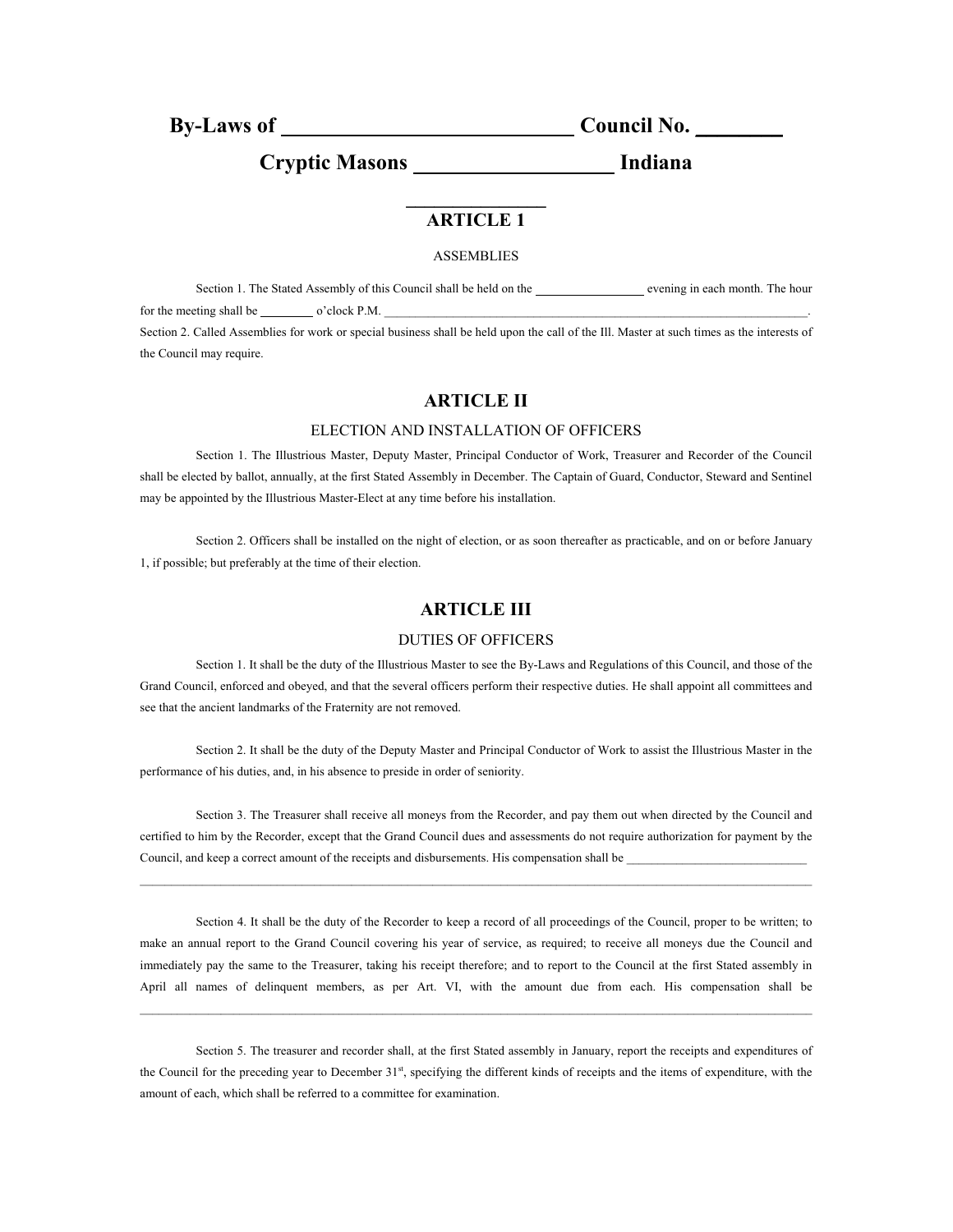# By-Laws of ____________________________ Council No. ________

# Cryptic Masons ___________________ Indiana

______________

## ARTICLE 1

ASSEMBLIES

Section 1. The Stated Assembly of this Council shall be held on the ________________ evening in each month. The hour for the meeting shall be ________ o'clock P.M. ______________________________________________________________________.

Section 2. Called Assemblies for work or special business shall be held upon the call of the Ill. Master at such times as the interests of the Council may require.

## ARTICLE II

ELECTION AND INSTALLATION OF OFFICERS

Section 1. The Illustrious Master, Deputy Master, Principal Conductor of Work, Treasurer and Recorder of the Council shall be elected by ballot, annually, at the first Stated Assembly in December. The Captain of Guard, Conductor, Steward and Sentinel may be appointed by the Illustrious Master-Elect at any time before his installation.

Section 2. Officers shall be installed on the night of election, or as soon thereafter as practicable, and on or before January 1, if possible; but preferably at the time of their election.

## ARTICLE III

DUTIES OF OFFICERS

Section 1. It shall be the duty of the Illustrious Master to see the By-Laws and Regulations of this Council, and those of the Grand Council, enforced and obeyed, and that the several officers perform their respective duties. He shall appoint all committees and see that the ancient landmarks of the Fraternity are not removed.

Section 2. It shall be the duty of the Deputy Master and Principal Conductor of Work to assist the Illustrious Master in the performance of his duties, and, in his absence to preside in order of seniority.

Section 3. The Treasurer shall receive all moneys from the Recorder, and pay them out when directed by the Council and certified to him by the Recorder, except that the Grand Council dues and assessments do not require authorization for payment by the Council, and keep a correct amount of the receipts and disbursements. His compensation shall be ____________________________

______________________________________________________________________________________________________

Section 4. It shall be the duty of the Recorder to keep a record of all proceedings of the Council, proper to be written; to make an annual report to the Grand Council covering his year of service, as required; to receive all moneys due the Council and immediately pay the same to the Treasurer, taking his receipt therefore; and to report to the Council at the first Stated assembly in April all names of delinquent members, as per Art. VI, with the amount due from each. His compensation shall be

______________________________________________________________________________________________________

Section 5. The treasurer and recorder shall, at the first Stated assembly in January, report the receipts and expenditures of the Council for the preceding year to December 31st, specifying the different kinds of receipts and the items of expenditure, with the amount of each, which shall be referred to a committee for examination.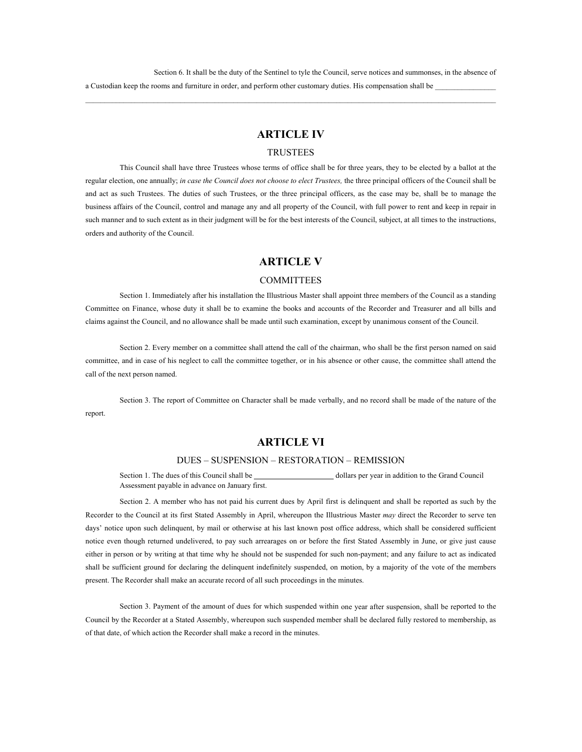Section 6. It shall be the duty of the Sentinel to tyle the Council, serve notices and summonses, in the absence of a Custodian keep the rooms and furniture in order, and perform other customary duties. His compensation shall be ________________

________________________________________________________________________________________________

## ARTICLE IV

### TRUSTEES

This Council shall have three Trustees whose terms of office shall be for three years, they to be elected by a ballot at the regular election, one annually; *in case the Council does not choose to elect Trustees,* the three principal officers of the Council shall be and act as such Trustees. The duties of such Trustees, or the three principal officers, as the case may be, shall be to manage the business affairs of the Council, control and manage any and all property of the Council, with full power to rent and keep in repair in such manner and to such extent as in their judgment will be for the best interests of the Council, subject, at all times to the instructions, orders and authority of the Council.

## ARTICLE V

### COMMITTEES

Section 1. Immediately after his installation the Illustrious Master shall appoint three members of the Council as a standing Committee on Finance, whose duty it shall be to examine the books and accounts of the Recorder and Treasurer and all bills and claims against the Council, and no allowance shall be made until such examination, except by unanimous consent of the Council.

Section 2. Every member on a committee shall attend the call of the chairman, who shall be the first person named on said committee, and in case of his neglect to call the committee together, or in his absence or other cause, the committee shall attend the call of the next person named.

Section 3. The report of Committee on Character shall be made verbally, and no record shall be made of the nature of the report.

## ARTICLE VI

### DUES – SUSPENSION – RESTORATION – REMISSION

Section 1. The dues of this Council shall be ____________________ dollars per year in addition to the Grand Council Assessment payable in advance on January first.

Section 2. A member who has not paid his current dues by April first is delinquent and shall be reported as such by the Recorder to the Council at its first Stated Assembly in April, whereupon the Illustrious Master *may* direct the Recorder to serve ten days' notice upon such delinquent, by mail or otherwise at his last known post office address, which shall be considered sufficient notice even though returned undelivered, to pay such arrearages on or before the first Stated Assembly in June, or give just cause either in person or by writing at that time why he should not be suspended for such non-payment; and any failure to act as indicated shall be sufficient ground for declaring the delinquent indefinitely suspended, on motion, by a majority of the vote of the members present. The Recorder shall make an accurate record of all such proceedings in the minutes.

Section 3. Payment of the amount of dues for which suspended within one year after suspension, shall be reported to the Council by the Recorder at a Stated Assembly, whereupon such suspended member shall be declared fully restored to membership, as of that date, of which action the Recorder shall make a record in the minutes.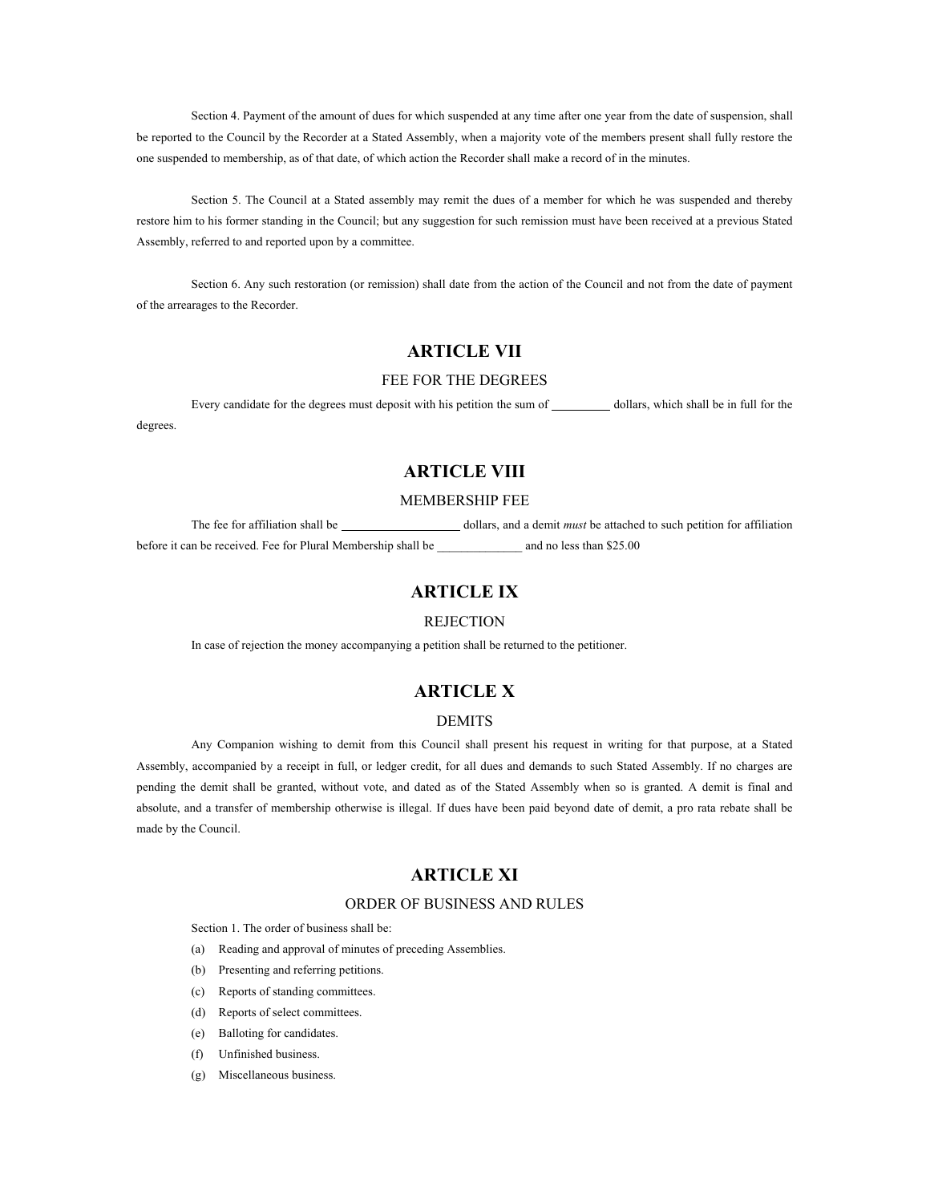Section 4. Payment of the amount of dues for which suspended at any time after one year from the date of suspension, shall be reported to the Council by the Recorder at a Stated Assembly, when a majority vote of the members present shall fully restore the one suspended to membership, as of that date, of which action the Recorder shall make a record of in the minutes.

Section 5. The Council at a Stated assembly may remit the dues of a member for which he was suspended and thereby restore him to his former standing in the Council; but any suggestion for such remission must have been received at a previous Stated Assembly, referred to and reported upon by a committee.

Section 6. Any such restoration (or remission) shall date from the action of the Council and not from the date of payment of the arrearages to the Recorder.

## ARTICLE VII

FEE FOR THE DEGREES

Every candidate for the degrees must deposit with his petition the sum of __________ dollars, which shall be in full for the degrees.

## ARTICLE VIII

MEMBERSHIP FEE

The fee for affiliation shall be ____________________ dollars, and a demit *must* be attached to such petition for affiliation before it can be received. Fee for Plural Membership shall be ______________ and no less than $25.00

## ARTICLE IX

REJECTION

In case of rejection the money accompanying a petition shall be returned to the petitioner.

## ARTICLE X

DEMITS

Any Companion wishing to demit from this Council shall present his request in writing for that purpose, at a Stated Assembly, accompanied by a receipt in full, or ledger credit, for all dues and demands to such Stated Assembly. If no charges are pending the demit shall be granted, without vote, and dated as of the Stated Assembly when so is granted. A demit is final and absolute, and a transfer of membership otherwise is illegal. If dues have been paid beyond date of demit, a pro rata rebate shall be made by the Council.

## ARTICLE XI

ORDER OF BUSINESS AND RULES

Section 1. The order of business shall be:

(a) Reading and approval of minutes of preceding Assemblies.
(b) Presenting and referring petitions.
(c) Reports of standing committees.
(d) Reports of select committees.
(e) Balloting for candidates.
(f) Unfinished business.
(g) Miscellaneous business.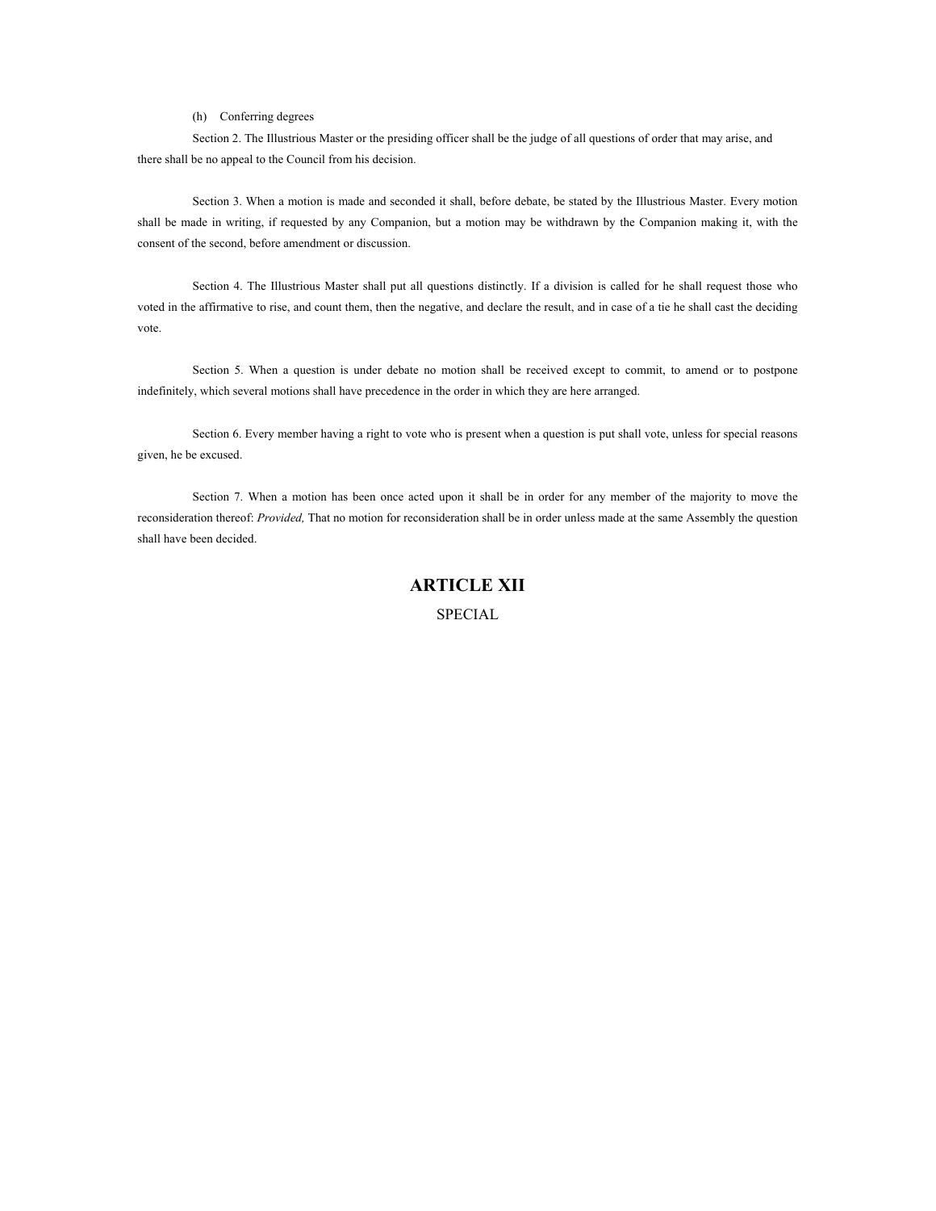(h) Conferring degrees

Section 2. The Illustrious Master or the presiding officer shall be the judge of all questions of order that may arise, and there shall be no appeal to the Council from his decision.

Section 3. When a motion is made and seconded it shall, before debate, be stated by the Illustrious Master. Every motion shall be made in writing, if requested by any Companion, but a motion may be withdrawn by the Companion making it, with the consent of the second, before amendment or discussion.

Section 4. The Illustrious Master shall put all questions distinctly. If a division is called for he shall request those who voted in the affirmative to rise, and count them, then the negative, and declare the result, and in case of a tie he shall cast the deciding vote.

Section 5. When a question is under debate no motion shall be received except to commit, to amend or to postpone indefinitely, which several motions shall have precedence in the order in which they are here arranged.

Section 6. Every member having a right to vote who is present when a question is put shall vote, unless for special reasons given, he be excused.

Section 7. When a motion has been once acted upon it shall be in order for any member of the majority to move the reconsideration thereof: *Provided,* That no motion for reconsideration shall be in order unless made at the same Assembly the question shall have been decided.

## ARTICLE XII

SPECIAL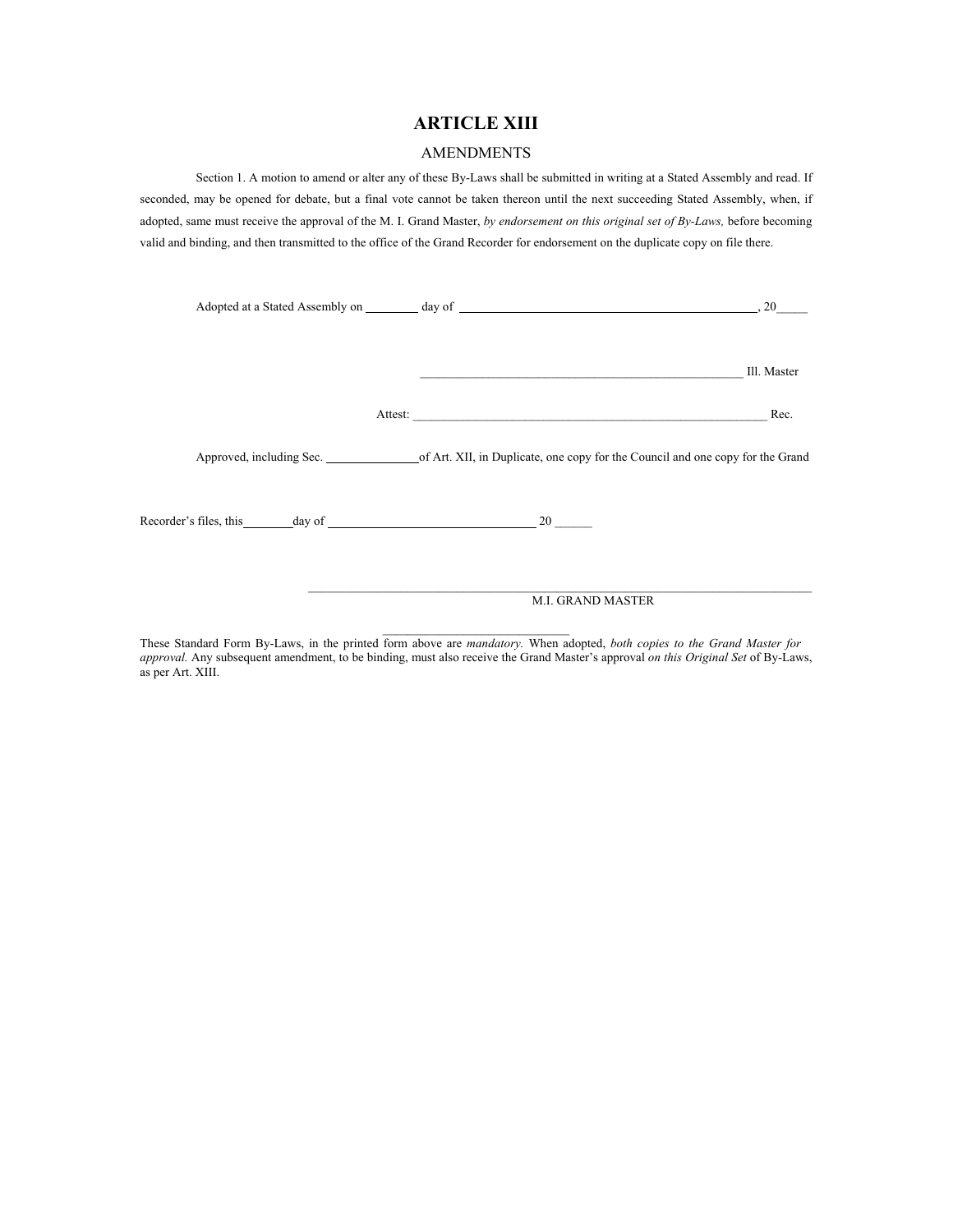# ARTICLE XIII

## AMENDMENTS

Section 1. A motion to amend or alter any of these By-Laws shall be submitted in writing at a Stated Assembly and read. If seconded, may be opened for debate, but a final vote cannot be taken thereon until the next succeeding Stated Assembly, when, if adopted, same must receive the approval of the M. I. Grand Master, *by endorsement on this original set of By-Laws,* before becoming valid and binding, and then transmitted to the office of the Grand Recorder for endorsement on the duplicate copy on file there.

Adopted at a Stated Assembly on ________ day of ________________________________________________, 20_____

_____________________________________________________ Ill. Master

Attest: __________________________________________________________ Rec.

Approved, including Sec. _______________of Art. XII, in Duplicate, one copy for the Council and one copy for the Grand Recorder's files, this________day of ________________________________ 20 ______

_____________________________________________________________________________________

M.I. GRAND MASTER

These Standard Form By-Laws, in the printed form above are *mandatory.* When adopted, *both copies to the Grand Master for approval.* Any subsequent amendment, to be binding, must also receive the Grand Master's approval *on this Original Set* of By-Laws, as per Art. XIII.